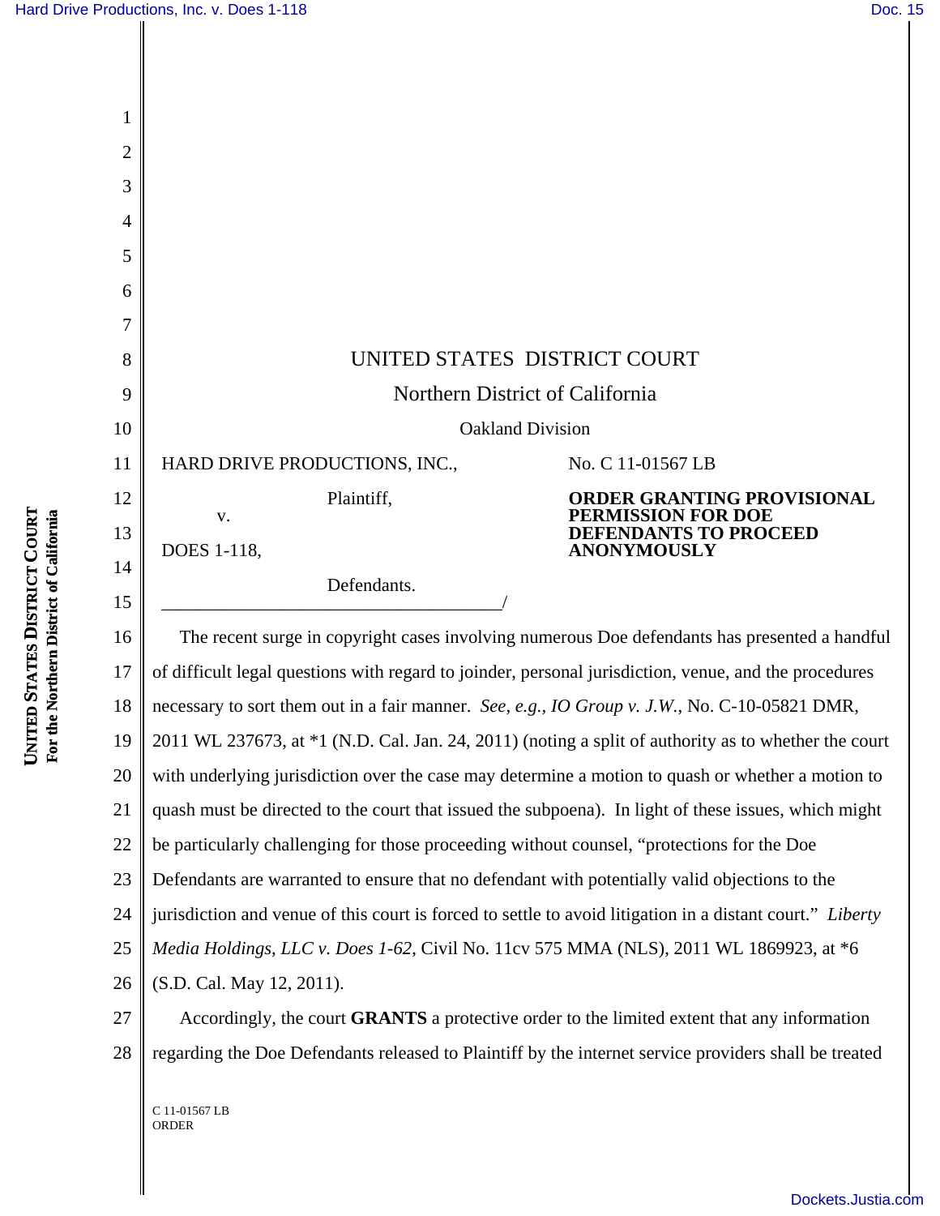UNITED STATES DISTRICT COURT

Northern District of California

Oakland Division

HARD DRIVE PRODUCTIONS, INC.,

Plaintiff,

v.

DOES 1-118,

Defendants.

No. C 11-01567 LB

**ORDER GRANTING PROVISIONAL PERMISSION FOR DOE DEFENDANTS TO PROCEED ANONYMOUSLY**

The recent surge in copyright cases involving numerous Doe defendants has presented a handful of difficult legal questions with regard to joinder, personal jurisdiction, venue, and the procedures necessary to sort them out in a fair manner. *See, e.g., IO Group v. J.W.*, No. C-10-05821 DMR, 2011 WL 237673, at *1 (N.D. Cal. Jan. 24, 2011) (noting a split of authority as to whether the court with underlying jurisdiction over the case may determine a motion to quash or whether a motion to quash must be directed to the court that issued the subpoena). In light of these issues, which might be particularly challenging for those proceeding without counsel, "protections for the Doe Defendants are warranted to ensure that no defendant with potentially valid objections to the jurisdiction and venue of this court is forced to settle to avoid litigation in a distant court." *Liberty Media Holdings, LLC v. Does 1-62*, Civil No. 11cv 575 MMA (NLS), 2011 WL 1869923, at *6 (S.D. Cal. May 12, 2011).

Accordingly, the court **GRANTS** a protective order to the limited extent that any information regarding the Doe Defendants released to Plaintiff by the internet service providers shall be treated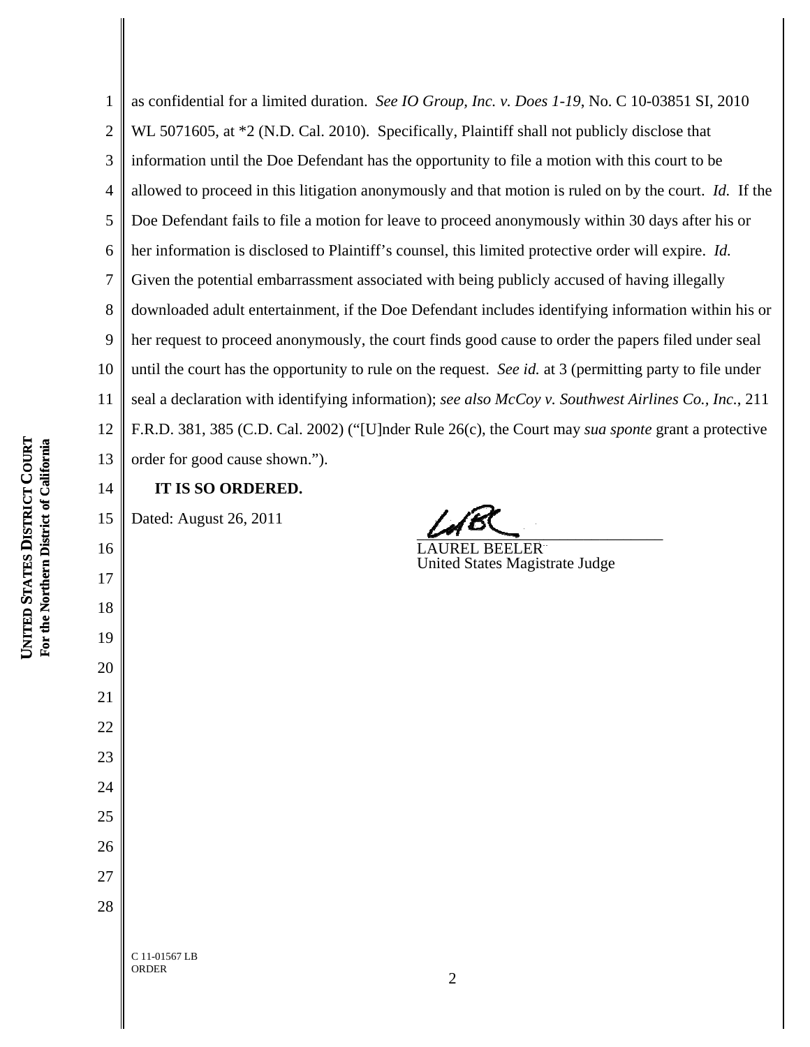as confidential for a limited duration. *See IO Group, Inc. v. Does 1-19*, No. C 10-03851 SI, 2010 WL 5071605, at *2 (N.D. Cal. 2010). Specifically, Plaintiff shall not publicly disclose that information until the Doe Defendant has the opportunity to file a motion with this court to be allowed to proceed in this litigation anonymously and that motion is ruled on by the court. *Id.* If the Doe Defendant fails to file a motion for leave to proceed anonymously within 30 days after his or her information is disclosed to Plaintiff's counsel, this limited protective order will expire. *Id.* Given the potential embarrassment associated with being publicly accused of having illegally downloaded adult entertainment, if the Doe Defendant includes identifying information within his or her request to proceed anonymously, the court finds good cause to order the papers filed under seal until the court has the opportunity to rule on the request. *See id.* at 3 (permitting party to file under seal a declaration with identifying information); *see also McCoy v. Southwest Airlines Co., Inc.*, 211 F.R.D. 381, 385 (C.D. Cal. 2002) ("[U]nder Rule 26(c), the Court may *sua sponte* grant a protective order for good cause shown.").

**IT IS SO ORDERED.**

Dated: August 26, 2011

LAUREL BEELER
United States Magistrate Judge

C 11-01567 LB
ORDER